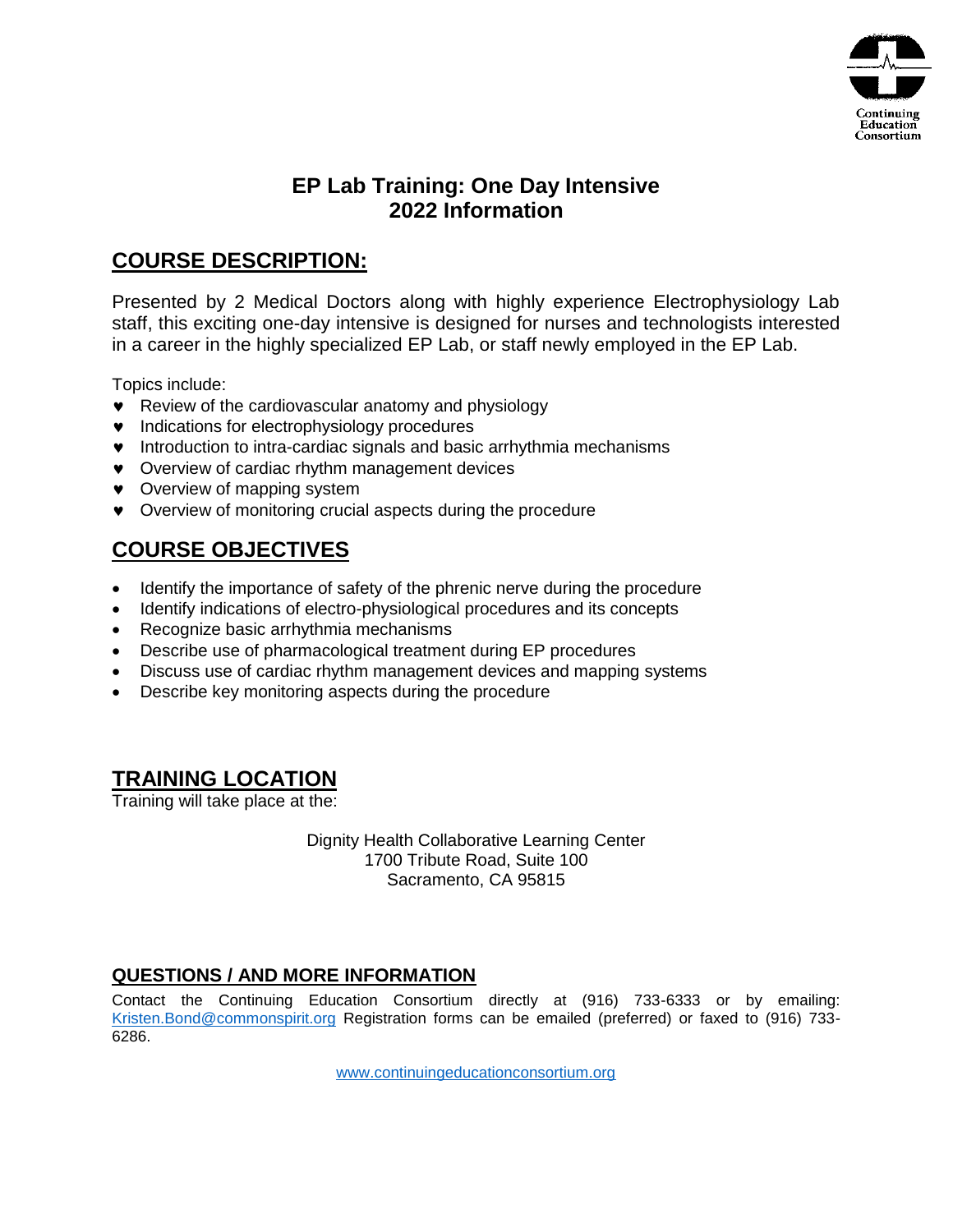Continuing Education Consortium

# EP Lab Training: One Day Intensive 2022 Information

## COURSE DESCRIPTION:

Presented by 2 Medical Doctors along with highly experience Electrophysiology Lab staff, this exciting one-day intensive is designed for nurses and technologists interested in a career in the highly specialized EP Lab, or staff newly employed in the EP Lab.

Topics include:

- ♥ Review of the cardiovascular anatomy and physiology
- ♥ Indications for electrophysiology procedures
- ♥ Introduction to intra-cardiac signals and basic arrhythmia mechanisms
- ♥ Overview of cardiac rhythm management devices
- ♥ Overview of mapping system
- ♥ Overview of monitoring crucial aspects during the procedure

## COURSE OBJECTIVES

- Identify the importance of safety of the phrenic nerve during the procedure
- Identify indications of electro-physiological procedures and its concepts
- Recognize basic arrhythmia mechanisms
- Describe use of pharmacological treatment during EP procedures
- Discuss use of cardiac rhythm management devices and mapping systems
- Describe key monitoring aspects during the procedure

## TRAINING LOCATION

Training will take place at the:

Dignity Health Collaborative Learning Center
1700 Tribute Road, Suite 100
Sacramento, CA 95815

### QUESTIONS / AND MORE INFORMATION

Contact the Continuing Education Consortium directly at (916) 733-6333 or by emailing: Kristen.Bond@commonspirit.org Registration forms can be emailed (preferred) or faxed to (916) 733-6286.

www.continuingeducationconsortium.org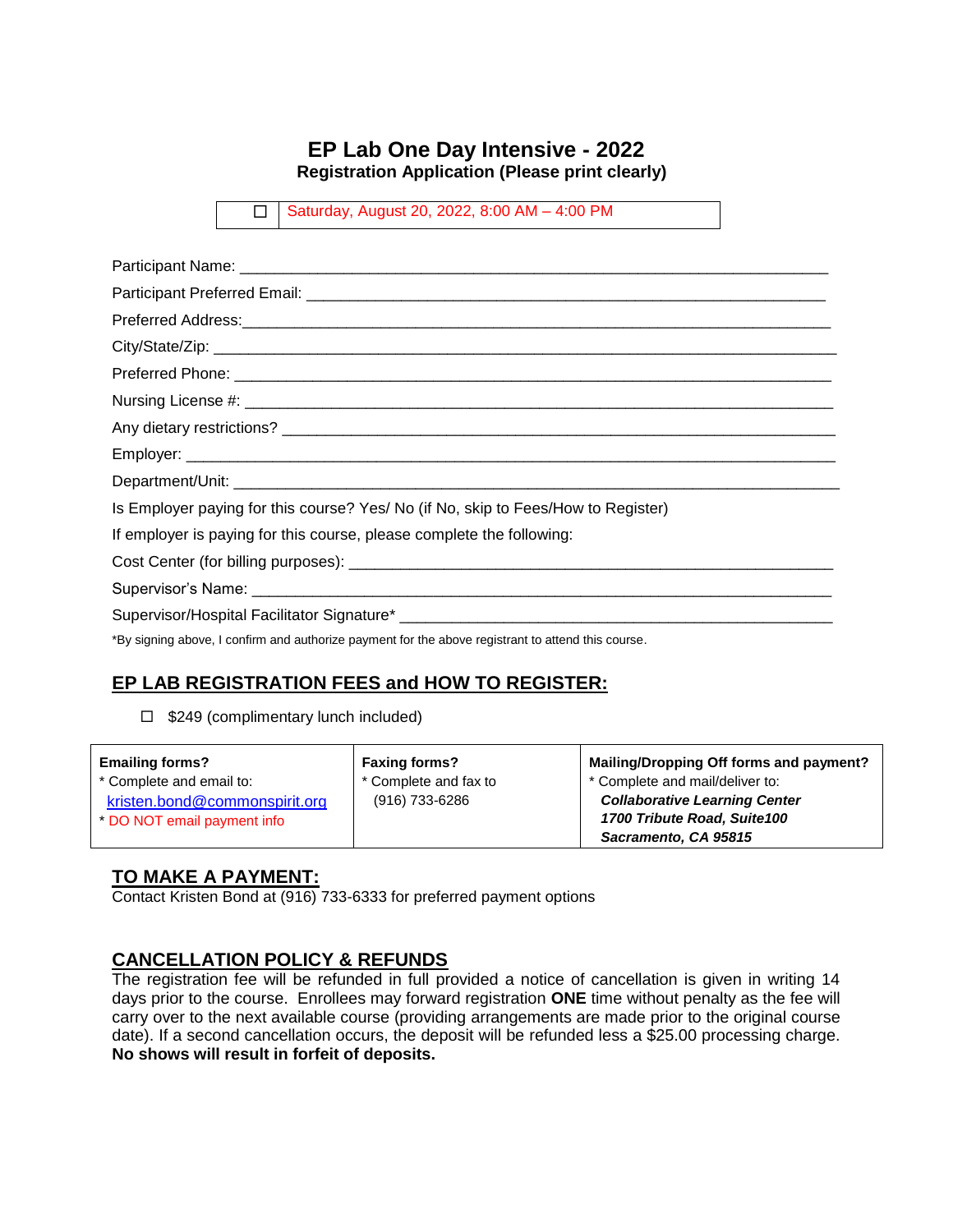# EP Lab One Day Intensive - 2022

**Registration Application (Please print clearly)**

| | |
|---|---|
| ☐ | Saturday, August 20, 2022, 8:00 AM – 4:00 PM |

Participant Name: ___________________________________________________________________

Participant Preferred Email: ___________________________________________________________

Preferred Address:__________________________________________________________________

City/State/Zip: _____________________________________________________________________

Preferred Phone: ____________________________________________________________________

Nursing License #: __________________________________________________________________

Any dietary restrictions? ______________________________________________________________

Employer: __________________________________________________________________________

Department/Unit: ____________________________________________________________________

Is Employer paying for this course? Yes/ No (if No, skip to Fees/How to Register)

If employer is paying for this course, please complete the following:

Cost Center (for billing purposes): ______________________________________________________

Supervisor's Name: _________________________________________________________________

Supervisor/Hospital Facilitator Signature* _________________________________________________

*By signing above, I confirm and authorize payment for the above registrant to attend this course.

## EP LAB REGISTRATION FEES and HOW TO REGISTER:

☐ $249 (complimentary lunch included)

| **Emailing forms?** | **Faxing forms?** | **Mailing/Dropping Off forms and payment?** |
|---|---|---|
| * Complete and email to: kristen.bond@commonspirit.org<br>* DO NOT email payment info | * Complete and fax to (916) 733-6286 | * Complete and mail/deliver to:<br>***Collaborative Learning Center***<br>***1700 Tribute Road, Suite100***<br>***Sacramento, CA 95815*** |

## TO MAKE A PAYMENT:

Contact Kristen Bond at (916) 733-6333 for preferred payment options

## CANCELLATION POLICY & REFUNDS

The registration fee will be refunded in full provided a notice of cancellation is given in writing 14 days prior to the course. Enrollees may forward registration **ONE** time without penalty as the fee will carry over to the next available course (providing arrangements are made prior to the original course date). If a second cancellation occurs, the deposit will be refunded less a $25.00 processing charge. **No shows will result in forfeit of deposits.**